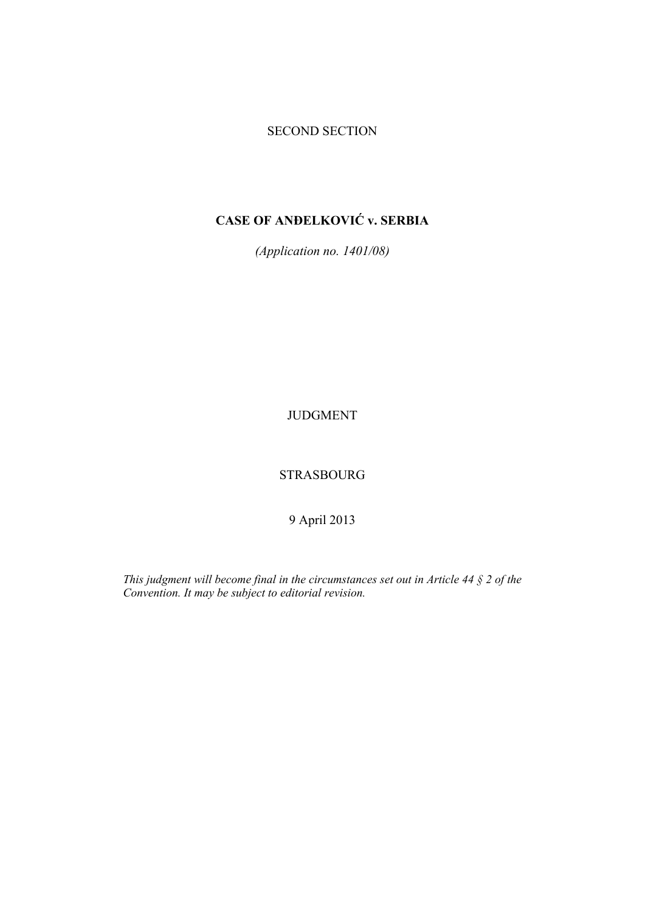SECOND SECTION

# CASE OF ANĐELKOVIĆ v. SERBIA

*(Application no. 1401/08)*

JUDGMENT

STRASBOURG

9 April 2013

*This judgment will become final in the circumstances set out in Article 44 § 2 of the Convention. It may be subject to editorial revision.*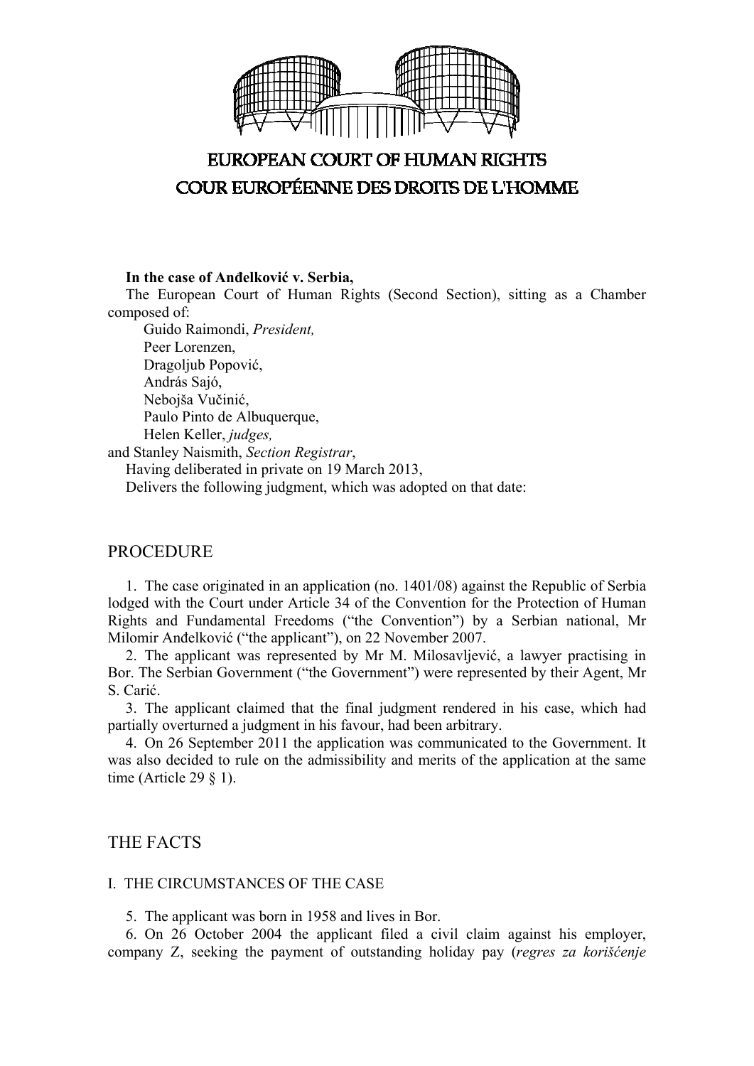**In the case of Anđelković v. Serbia,**

The European Court of Human Rights (Second Section), sitting as a Chamber composed of:

Guido Raimondi, *President,*
Peer Lorenzen,
Dragoljub Popović,
András Sajó,
Nebojša Vučinić,
Paulo Pinto de Albuquerque,
Helen Keller, *judges,*

and Stanley Naismith, *Section Registrar*,

Having deliberated in private on 19 March 2013,

Delivers the following judgment, which was adopted on that date:

## PROCEDURE

1. The case originated in an application (no. 1401/08) against the Republic of Serbia lodged with the Court under Article 34 of the Convention for the Protection of Human Rights and Fundamental Freedoms ("the Convention") by a Serbian national, Mr Milomir Anđelković ("the applicant"), on 22 November 2007.

2. The applicant was represented by Mr M. Milosavljević, a lawyer practising in Bor. The Serbian Government ("the Government") were represented by their Agent, Mr S. Carić.

3. The applicant claimed that the final judgment rendered in his case, which had partially overturned a judgment in his favour, had been arbitrary.

4. On 26 September 2011 the application was communicated to the Government. It was also decided to rule on the admissibility and merits of the application at the same time (Article 29 § 1).

## THE FACTS

### I. THE CIRCUMSTANCES OF THE CASE

5. The applicant was born in 1958 and lives in Bor.

6. On 26 October 2004 the applicant filed a civil claim against his employer, company Z, seeking the payment of outstanding holiday pay (*regres za korišćenje*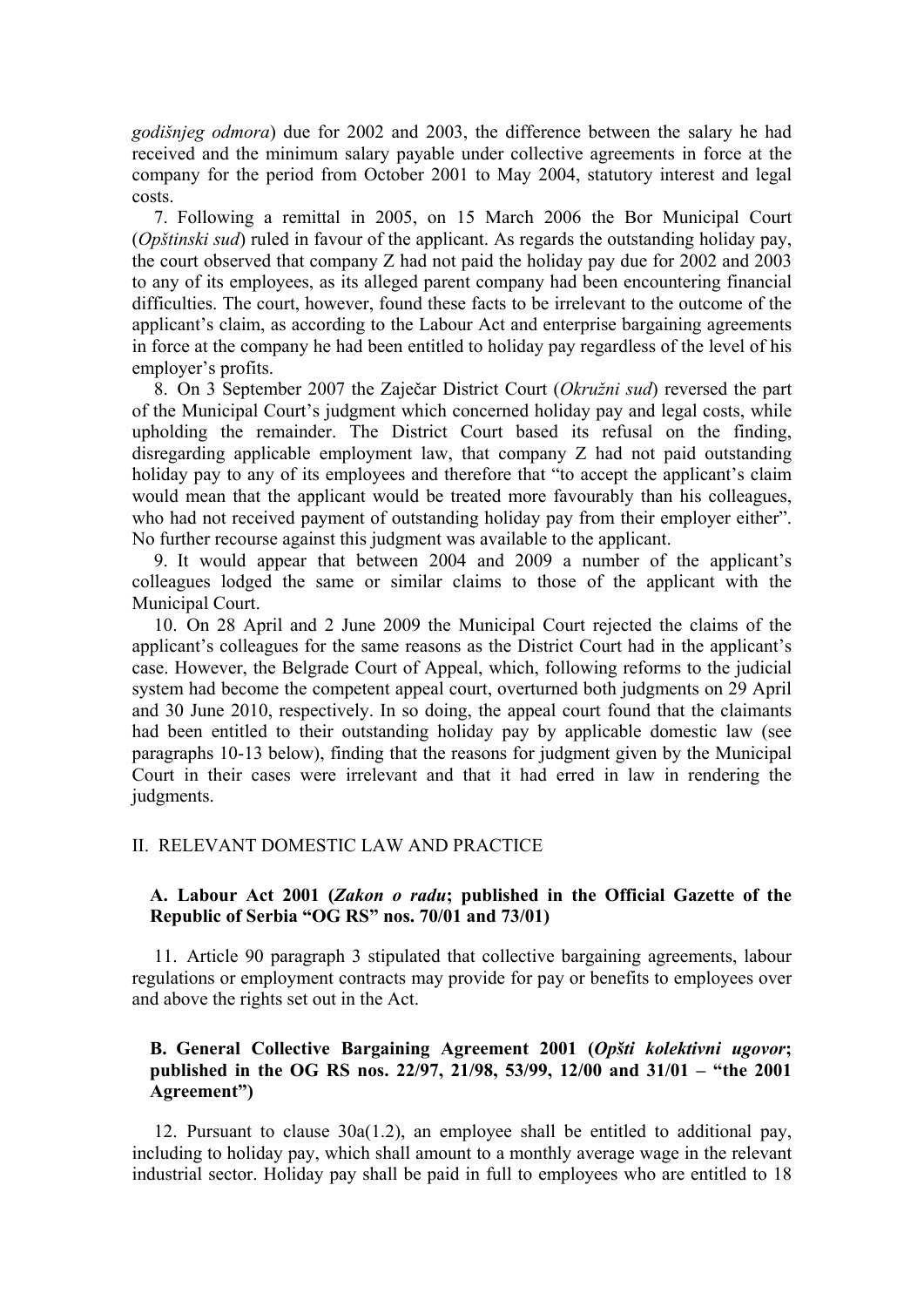*godišnjeg odmora*) due for 2002 and 2003, the difference between the salary he had received and the minimum salary payable under collective agreements in force at the company for the period from October 2001 to May 2004, statutory interest and legal costs.

7. Following a remittal in 2005, on 15 March 2006 the Bor Municipal Court (*Opštinski sud*) ruled in favour of the applicant. As regards the outstanding holiday pay, the court observed that company Z had not paid the holiday pay due for 2002 and 2003 to any of its employees, as its alleged parent company had been encountering financial difficulties. The court, however, found these facts to be irrelevant to the outcome of the applicant's claim, as according to the Labour Act and enterprise bargaining agreements in force at the company he had been entitled to holiday pay regardless of the level of his employer's profits.

8. On 3 September 2007 the Zaječar District Court (*Okružni sud*) reversed the part of the Municipal Court's judgment which concerned holiday pay and legal costs, while upholding the remainder. The District Court based its refusal on the finding, disregarding applicable employment law, that company Z had not paid outstanding holiday pay to any of its employees and therefore that "to accept the applicant's claim would mean that the applicant would be treated more favourably than his colleagues, who had not received payment of outstanding holiday pay from their employer either". No further recourse against this judgment was available to the applicant.

9. It would appear that between 2004 and 2009 a number of the applicant's colleagues lodged the same or similar claims to those of the applicant with the Municipal Court.

10. On 28 April and 2 June 2009 the Municipal Court rejected the claims of the applicant's colleagues for the same reasons as the District Court had in the applicant's case. However, the Belgrade Court of Appeal, which, following reforms to the judicial system had become the competent appeal court, overturned both judgments on 29 April and 30 June 2010, respectively. In so doing, the appeal court found that the claimants had been entitled to their outstanding holiday pay by applicable domestic law (see paragraphs 10-13 below), finding that the reasons for judgment given by the Municipal Court in their cases were irrelevant and that it had erred in law in rendering the judgments.

## II. RELEVANT DOMESTIC LAW AND PRACTICE

### A. Labour Act 2001 (*Zakon o radu*; published in the Official Gazette of the Republic of Serbia "OG RS" nos. 70/01 and 73/01)

11. Article 90 paragraph 3 stipulated that collective bargaining agreements, labour regulations or employment contracts may provide for pay or benefits to employees over and above the rights set out in the Act.

### B. General Collective Bargaining Agreement 2001 (*Opšti kolektivni ugovor*; published in the OG RS nos. 22/97, 21/98, 53/99, 12/00 and 31/01 – "the 2001 Agreement")

12. Pursuant to clause 30a(1.2), an employee shall be entitled to additional pay, including to holiday pay, which shall amount to a monthly average wage in the relevant industrial sector. Holiday pay shall be paid in full to employees who are entitled to 18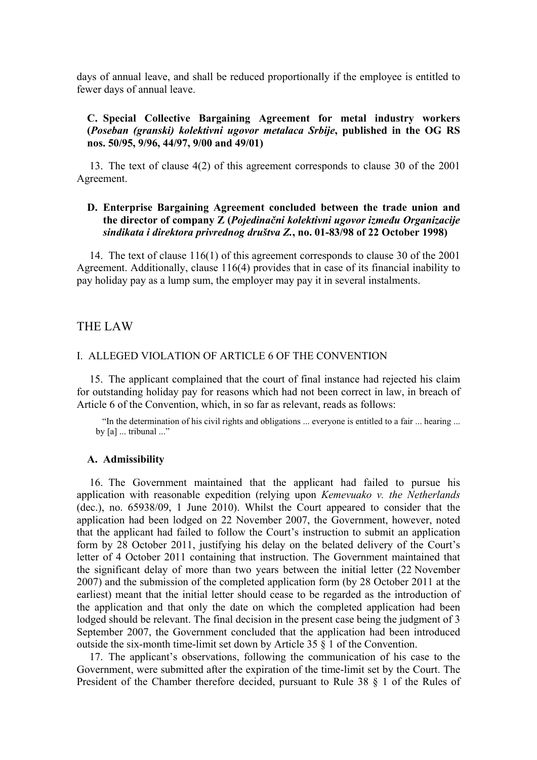days of annual leave, and shall be reduced proportionally if the employee is entitled to fewer days of annual leave.

### C. Special Collective Bargaining Agreement for metal industry workers (*Poseban (granski) kolektivni ugovor metalaca Srbije*, published in the OG RS nos. 50/95, 9/96, 44/97, 9/00 and 49/01)

13. The text of clause 4(2) of this agreement corresponds to clause 30 of the 2001 Agreement.

### D. Enterprise Bargaining Agreement concluded between the trade union and the director of company Z (*Pojedinačni kolektivni ugovor između Organizacije sindikata i direktora privrednog društva Z.*, no. 01-83/98 of 22 October 1998)

14. The text of clause 116(1) of this agreement corresponds to clause 30 of the 2001 Agreement. Additionally, clause 116(4) provides that in case of its financial inability to pay holiday pay as a lump sum, the employer may pay it in several instalments.

# THE LAW

## I. ALLEGED VIOLATION OF ARTICLE 6 OF THE CONVENTION

15. The applicant complained that the court of final instance had rejected his claim for outstanding holiday pay for reasons which had not been correct in law, in breach of Article 6 of the Convention, which, in so far as relevant, reads as follows:

> "In the determination of his civil rights and obligations ... everyone is entitled to a fair ... hearing ... by [a] ... tribunal ..."

### A. Admissibility

16. The Government maintained that the applicant had failed to pursue his application with reasonable expedition (relying upon *Kemevuako v. the Netherlands* (dec.), no. 65938/09, 1 June 2010). Whilst the Court appeared to consider that the application had been lodged on 22 November 2007, the Government, however, noted that the applicant had failed to follow the Court's instruction to submit an application form by 28 October 2011, justifying his delay on the belated delivery of the Court's letter of 4 October 2011 containing that instruction. The Government maintained that the significant delay of more than two years between the initial letter (22 November 2007) and the submission of the completed application form (by 28 October 2011 at the earliest) meant that the initial letter should cease to be regarded as the introduction of the application and that only the date on which the completed application had been lodged should be relevant. The final decision in the present case being the judgment of 3 September 2007, the Government concluded that the application had been introduced outside the six-month time-limit set down by Article 35 § 1 of the Convention.

17. The applicant's observations, following the communication of his case to the Government, were submitted after the expiration of the time-limit set by the Court. The President of the Chamber therefore decided, pursuant to Rule 38 § 1 of the Rules of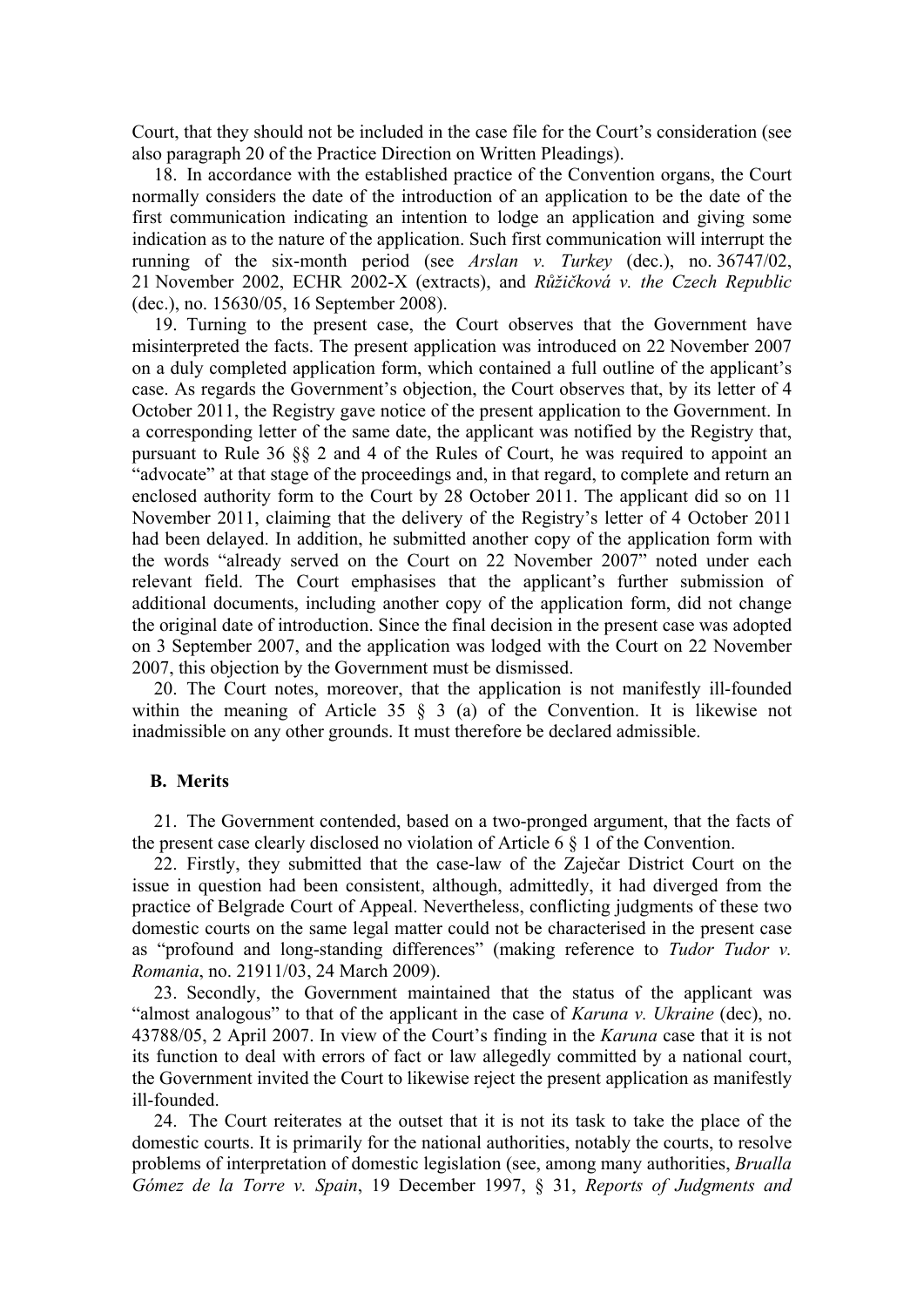Court, that they should not be included in the case file for the Court's consideration (see also paragraph 20 of the Practice Direction on Written Pleadings).

18. In accordance with the established practice of the Convention organs, the Court normally considers the date of the introduction of an application to be the date of the first communication indicating an intention to lodge an application and giving some indication as to the nature of the application. Such first communication will interrupt the running of the six-month period (see *Arslan v. Turkey* (dec.), no. 36747/02, 21 November 2002, ECHR 2002-X (extracts), and *Růžičková v. the Czech Republic* (dec.), no. 15630/05, 16 September 2008).

19. Turning to the present case, the Court observes that the Government have misinterpreted the facts. The present application was introduced on 22 November 2007 on a duly completed application form, which contained a full outline of the applicant's case. As regards the Government's objection, the Court observes that, by its letter of 4 October 2011, the Registry gave notice of the present application to the Government. In a corresponding letter of the same date, the applicant was notified by the Registry that, pursuant to Rule 36 §§ 2 and 4 of the Rules of Court, he was required to appoint an "advocate" at that stage of the proceedings and, in that regard, to complete and return an enclosed authority form to the Court by 28 October 2011. The applicant did so on 11 November 2011, claiming that the delivery of the Registry's letter of 4 October 2011 had been delayed. In addition, he submitted another copy of the application form with the words "already served on the Court on 22 November 2007" noted under each relevant field. The Court emphasises that the applicant's further submission of additional documents, including another copy of the application form, did not change the original date of introduction. Since the final decision in the present case was adopted on 3 September 2007, and the application was lodged with the Court on 22 November 2007, this objection by the Government must be dismissed.

20. The Court notes, moreover, that the application is not manifestly ill-founded within the meaning of Article 35 § 3 (a) of the Convention. It is likewise not inadmissible on any other grounds. It must therefore be declared admissible.

## B. Merits

21. The Government contended, based on a two-pronged argument, that the facts of the present case clearly disclosed no violation of Article 6 § 1 of the Convention.

22. Firstly, they submitted that the case-law of the Zaječar District Court on the issue in question had been consistent, although, admittedly, it had diverged from the practice of Belgrade Court of Appeal. Nevertheless, conflicting judgments of these two domestic courts on the same legal matter could not be characterised in the present case as "profound and long-standing differences" (making reference to *Tudor Tudor v. Romania*, no. 21911/03, 24 March 2009).

23. Secondly, the Government maintained that the status of the applicant was "almost analogous" to that of the applicant in the case of *Karuna v. Ukraine* (dec), no. 43788/05, 2 April 2007. In view of the Court's finding in the *Karuna* case that it is not its function to deal with errors of fact or law allegedly committed by a national court, the Government invited the Court to likewise reject the present application as manifestly ill-founded.

24. The Court reiterates at the outset that it is not its task to take the place of the domestic courts. It is primarily for the national authorities, notably the courts, to resolve problems of interpretation of domestic legislation (see, among many authorities, *Brualla Gómez de la Torre v. Spain*, 19 December 1997, § 31, *Reports of Judgments and*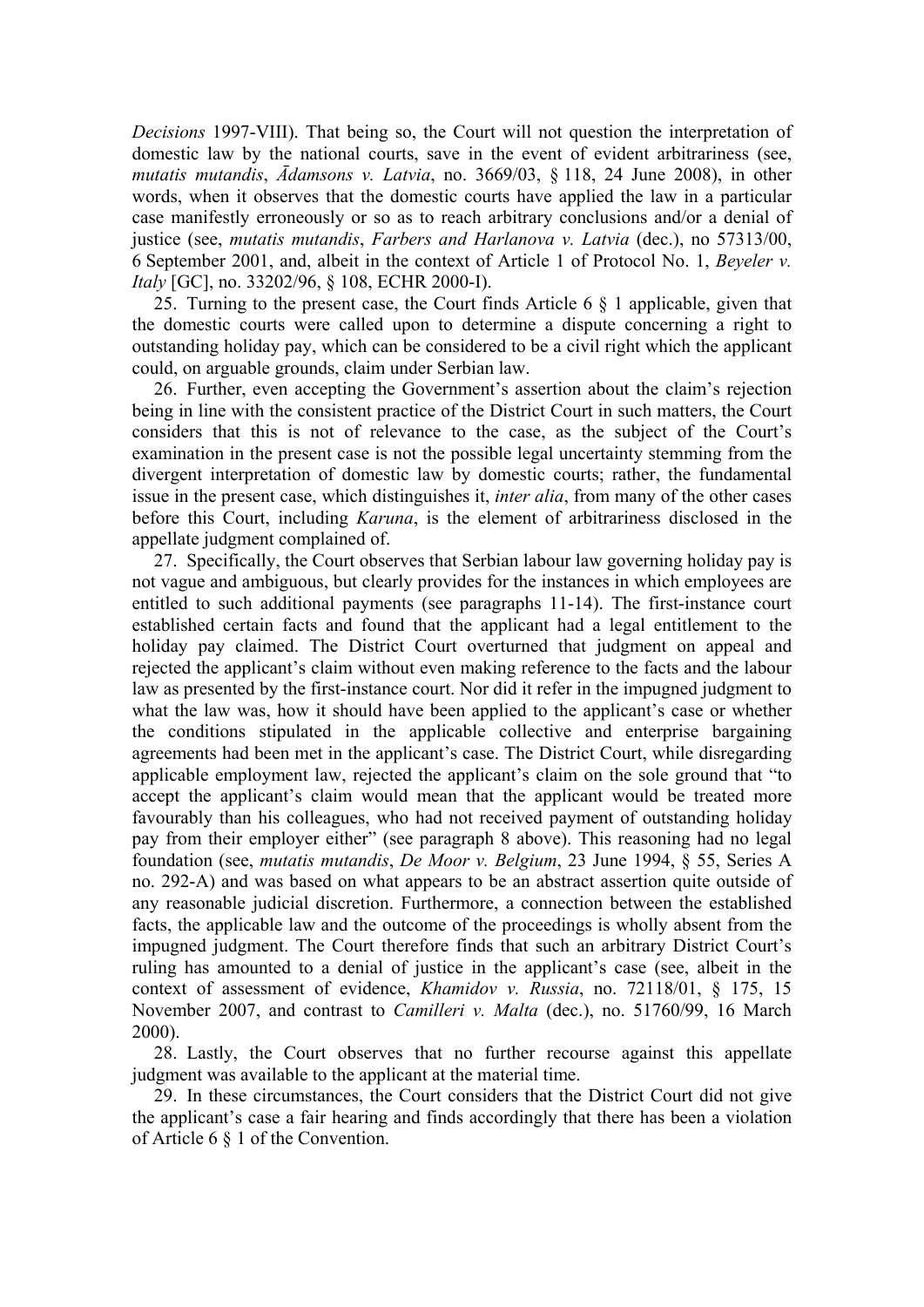*Decisions* 1997-VIII). That being so, the Court will not question the interpretation of domestic law by the national courts, save in the event of evident arbitrariness (see, *mutatis mutandis*, *Ādamsons v. Latvia*, no. 3669/03, § 118, 24 June 2008), in other words, when it observes that the domestic courts have applied the law in a particular case manifestly erroneously or so as to reach arbitrary conclusions and/or a denial of justice (see, *mutatis mutandis*, *Farbers and Harlanova v. Latvia* (dec.), no 57313/00, 6 September 2001, and, albeit in the context of Article 1 of Protocol No. 1, *Beyeler v. Italy* [GC], no. 33202/96, § 108, ECHR 2000-I).

25. Turning to the present case, the Court finds Article 6 § 1 applicable, given that the domestic courts were called upon to determine a dispute concerning a right to outstanding holiday pay, which can be considered to be a civil right which the applicant could, on arguable grounds, claim under Serbian law.

26. Further, even accepting the Government's assertion about the claim's rejection being in line with the consistent practice of the District Court in such matters, the Court considers that this is not of relevance to the case, as the subject of the Court's examination in the present case is not the possible legal uncertainty stemming from the divergent interpretation of domestic law by domestic courts; rather, the fundamental issue in the present case, which distinguishes it, *inter alia*, from many of the other cases before this Court, including *Karuna*, is the element of arbitrariness disclosed in the appellate judgment complained of.

27. Specifically, the Court observes that Serbian labour law governing holiday pay is not vague and ambiguous, but clearly provides for the instances in which employees are entitled to such additional payments (see paragraphs 11-14). The first-instance court established certain facts and found that the applicant had a legal entitlement to the holiday pay claimed. The District Court overturned that judgment on appeal and rejected the applicant's claim without even making reference to the facts and the labour law as presented by the first-instance court. Nor did it refer in the impugned judgment to what the law was, how it should have been applied to the applicant's case or whether the conditions stipulated in the applicable collective and enterprise bargaining agreements had been met in the applicant's case. The District Court, while disregarding applicable employment law, rejected the applicant's claim on the sole ground that "to accept the applicant's claim would mean that the applicant would be treated more favourably than his colleagues, who had not received payment of outstanding holiday pay from their employer either" (see paragraph 8 above). This reasoning had no legal foundation (see, *mutatis mutandis*, *De Moor v. Belgium*, 23 June 1994, § 55, Series A no. 292-A) and was based on what appears to be an abstract assertion quite outside of any reasonable judicial discretion. Furthermore, a connection between the established facts, the applicable law and the outcome of the proceedings is wholly absent from the impugned judgment. The Court therefore finds that such an arbitrary District Court's ruling has amounted to a denial of justice in the applicant's case (see, albeit in the context of assessment of evidence, *Khamidov v. Russia*, no. 72118/01, § 175, 15 November 2007, and contrast to *Camilleri v. Malta* (dec.), no. 51760/99, 16 March 2000).

28. Lastly, the Court observes that no further recourse against this appellate judgment was available to the applicant at the material time.

29. In these circumstances, the Court considers that the District Court did not give the applicant's case a fair hearing and finds accordingly that there has been a violation of Article 6 § 1 of the Convention.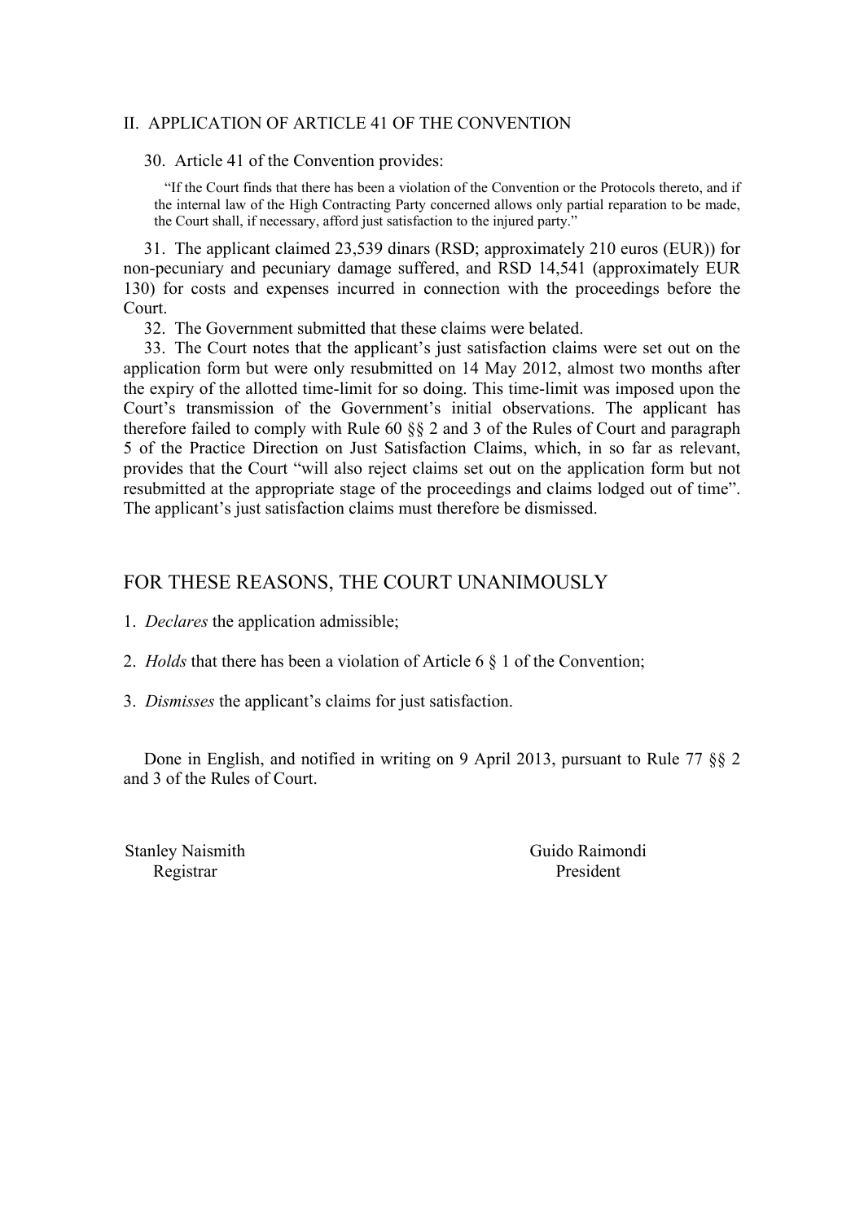## II. APPLICATION OF ARTICLE 41 OF THE CONVENTION

30. Article 41 of the Convention provides:

> "If the Court finds that there has been a violation of the Convention or the Protocols thereto, and if the internal law of the High Contracting Party concerned allows only partial reparation to be made, the Court shall, if necessary, afford just satisfaction to the injured party."

31. The applicant claimed 23,539 dinars (RSD; approximately 210 euros (EUR)) for non-pecuniary and pecuniary damage suffered, and RSD 14,541 (approximately EUR 130) for costs and expenses incurred in connection with the proceedings before the Court.

32. The Government submitted that these claims were belated.

33. The Court notes that the applicant's just satisfaction claims were set out on the application form but were only resubmitted on 14 May 2012, almost two months after the expiry of the allotted time-limit for so doing. This time-limit was imposed upon the Court's transmission of the Government's initial observations. The applicant has therefore failed to comply with Rule 60 §§ 2 and 3 of the Rules of Court and paragraph 5 of the Practice Direction on Just Satisfaction Claims, which, in so far as relevant, provides that the Court "will also reject claims set out on the application form but not resubmitted at the appropriate stage of the proceedings and claims lodged out of time". The applicant's just satisfaction claims must therefore be dismissed.

## FOR THESE REASONS, THE COURT UNANIMOUSLY

1. *Declares* the application admissible;

2. *Holds* that there has been a violation of Article 6 § 1 of the Convention;

3. *Dismisses* the applicant's claims for just satisfaction.

Done in English, and notified in writing on 9 April 2013, pursuant to Rule 77 §§ 2 and 3 of the Rules of Court.

Stanley Naismith
Registrar

Guido Raimondi
President